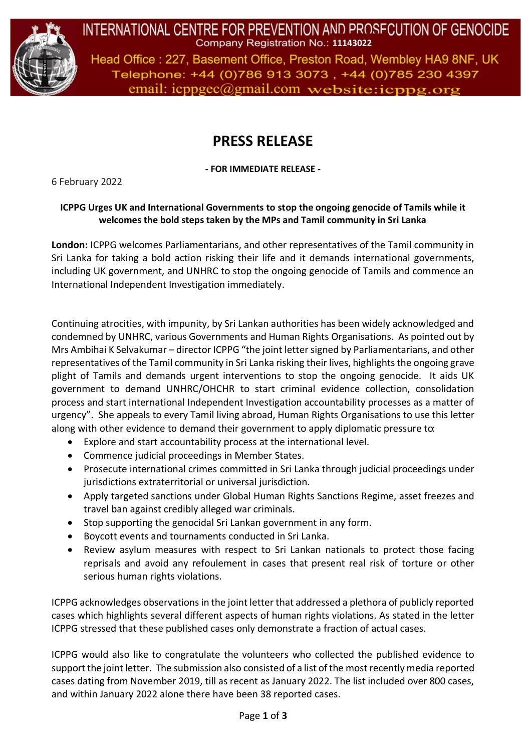INTERNATIONAL CENTRE FOR PREVENTION AND PROSECUTION OF GENOCIDE
Company Registration No.: **11143022**
Head Office : 227, Basement Office, Preston Road, Wembley HA9 8NF, UK
Telephone: +44 (0)786 913 3073 , +44 (0)785 230 4397
email: icppgec@gmail.com website:icppg.org

# PRESS RELEASE

**- FOR IMMEDIATE RELEASE -**

6 February 2022

**ICPPG Urges UK and International Governments to stop the ongoing genocide of Tamils while it welcomes the bold steps taken by the MPs and Tamil community in Sri Lanka**

**London:** ICPPG welcomes Parliamentarians, and other representatives of the Tamil community in Sri Lanka for taking a bold action risking their life and it demands international governments, including UK government, and UNHRC to stop the ongoing genocide of Tamils and commence an International Independent Investigation immediately.

Continuing atrocities, with impunity, by Sri Lankan authorities has been widely acknowledged and condemned by UNHRC, various Governments and Human Rights Organisations. As pointed out by Mrs Ambihai K Selvakumar – director ICPPG "the joint letter signed by Parliamentarians, and other representatives of the Tamil community in Sri Lanka risking their lives, highlights the ongoing grave plight of Tamils and demands urgent interventions to stop the ongoing genocide. It aids UK government to demand UNHRC/OHCHR to start criminal evidence collection, consolidation process and start international Independent Investigation accountability processes as a matter of urgency". She appeals to every Tamil living abroad, Human Rights Organisations to use this letter along with other evidence to demand their government to apply diplomatic pressure to:

- Explore and start accountability process at the international level.
- Commence judicial proceedings in Member States.
- Prosecute international crimes committed in Sri Lanka through judicial proceedings under jurisdictions extraterritorial or universal jurisdiction.
- Apply targeted sanctions under Global Human Rights Sanctions Regime, asset freezes and travel ban against credibly alleged war criminals.
- Stop supporting the genocidal Sri Lankan government in any form.
- Boycott events and tournaments conducted in Sri Lanka.
- Review asylum measures with respect to Sri Lankan nationals to protect those facing reprisals and avoid any refoulement in cases that present real risk of torture or other serious human rights violations.

ICPPG acknowledges observations in the joint letter that addressed a plethora of publicly reported cases which highlights several different aspects of human rights violations. As stated in the letter ICPPG stressed that these published cases only demonstrate a fraction of actual cases.

ICPPG would also like to congratulate the volunteers who collected the published evidence to support the joint letter. The submission also consisted of a list of the most recently media reported cases dating from November 2019, till as recent as January 2022. The list included over 800 cases, and within January 2022 alone there have been 38 reported cases.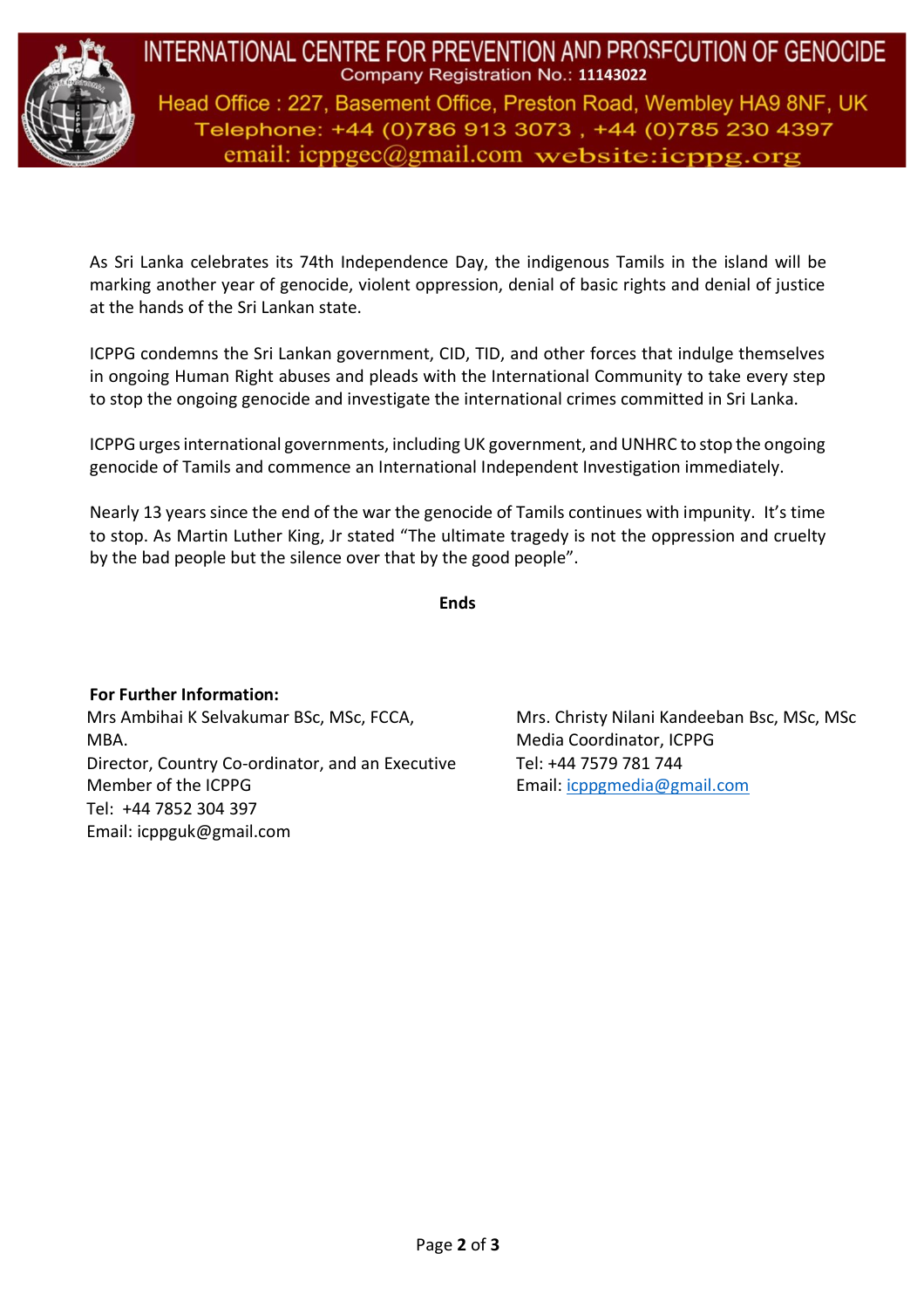As Sri Lanka celebrates its 74th Independence Day, the indigenous Tamils in the island will be marking another year of genocide, violent oppression, denial of basic rights and denial of justice at the hands of the Sri Lankan state.

ICPPG condemns the Sri Lankan government, CID, TID, and other forces that indulge themselves in ongoing Human Right abuses and pleads with the International Community to take every step to stop the ongoing genocide and investigate the international crimes committed in Sri Lanka.

ICPPG urges international governments, including UK government, and UNHRC to stop the ongoing genocide of Tamils and commence an International Independent Investigation immediately.

Nearly 13 years since the end of the war the genocide of Tamils continues with impunity. It's time to stop. As Martin Luther King, Jr stated "The ultimate tragedy is not the oppression and cruelty by the bad people but the silence over that by the good people".

**Ends**

**For Further Information:**

Mrs Ambihai K Selvakumar BSc, MSc, FCCA, MBA.
Director, Country Co-ordinator, and an Executive Member of the ICPPG
Tel: +44 7852 304 397
Email: icppguk@gmail.com

Mrs. Christy Nilani Kandeeban Bsc, MSc, MSc
Media Coordinator, ICPPG
Tel: +44 7579 781 744
Email: icppgmedia@gmail.com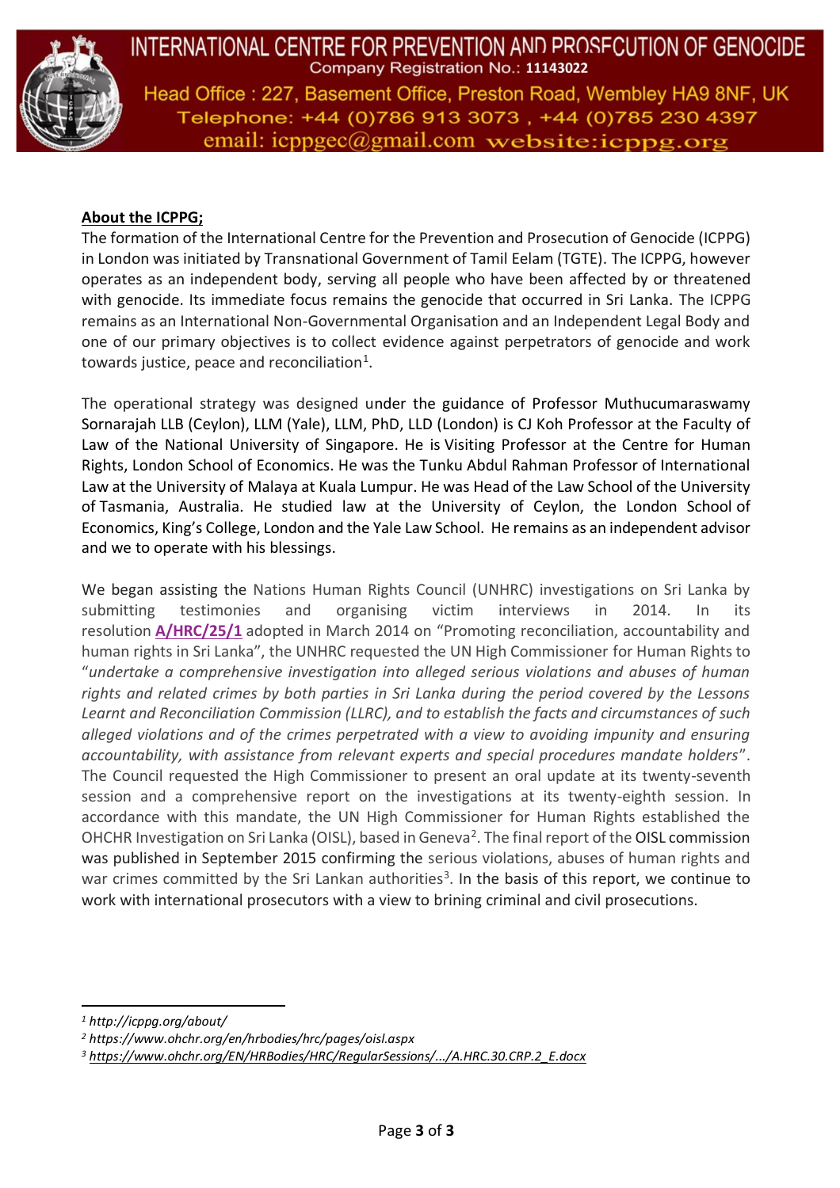**About the ICPPG;**

The formation of the International Centre for the Prevention and Prosecution of Genocide (ICPPG) in London was initiated by Transnational Government of Tamil Eelam (TGTE). The ICPPG, however operates as an independent body, serving all people who have been affected by or threatened with genocide. Its immediate focus remains the genocide that occurred in Sri Lanka. The ICPPG remains as an International Non-Governmental Organisation and an Independent Legal Body and one of our primary objectives is to collect evidence against perpetrators of genocide and work towards justice, peace and reconciliation[1].

The operational strategy was designed under the guidance of Professor Muthucumaraswamy Sornarajah LLB (Ceylon), LLM (Yale), LLM, PhD, LLD (London) is CJ Koh Professor at the Faculty of Law of the National University of Singapore. He is Visiting Professor at the Centre for Human Rights, London School of Economics. He was the Tunku Abdul Rahman Professor of International Law at the University of Malaya at Kuala Lumpur. He was Head of the Law School of the University of Tasmania, Australia. He studied law at the University of Ceylon, the London School of Economics, King's College, London and the Yale Law School. He remains as an independent advisor and we to operate with his blessings.

We began assisting the Nations Human Rights Council (UNHRC) investigations on Sri Lanka by submitting testimonies and organising victim interviews in 2014. In its resolution **A/HRC/25/1** adopted in March 2014 on "Promoting reconciliation, accountability and human rights in Sri Lanka", the UNHRC requested the UN High Commissioner for Human Rights to "*undertake a comprehensive investigation into alleged serious violations and abuses of human rights and related crimes by both parties in Sri Lanka during the period covered by the Lessons Learnt and Reconciliation Commission (LLRC), and to establish the facts and circumstances of such alleged violations and of the crimes perpetrated with a view to avoiding impunity and ensuring accountability, with assistance from relevant experts and special procedures mandate holders*". The Council requested the High Commissioner to present an oral update at its twenty-seventh session and a comprehensive report on the investigations at its twenty-eighth session. In accordance with this mandate, the UN High Commissioner for Human Rights established the OHCHR Investigation on Sri Lanka (OISL), based in Geneva[2]. The final report of the OISL commission was published in September 2015 confirming the serious violations, abuses of human rights and war crimes committed by the Sri Lankan authorities[3]. In the basis of this report, we continue to work with international prosecutors with a view to brining criminal and civil prosecutions.

---

[1] *http://icppg.org/about/*

[2] *https://www.ohchr.org/en/hrbodies/hrc/pages/oisl.aspx*

[3] *https://www.ohchr.org/EN/HRBodies/HRC/RegularSessions/.../A.HRC.30.CRP.2_E.docx*